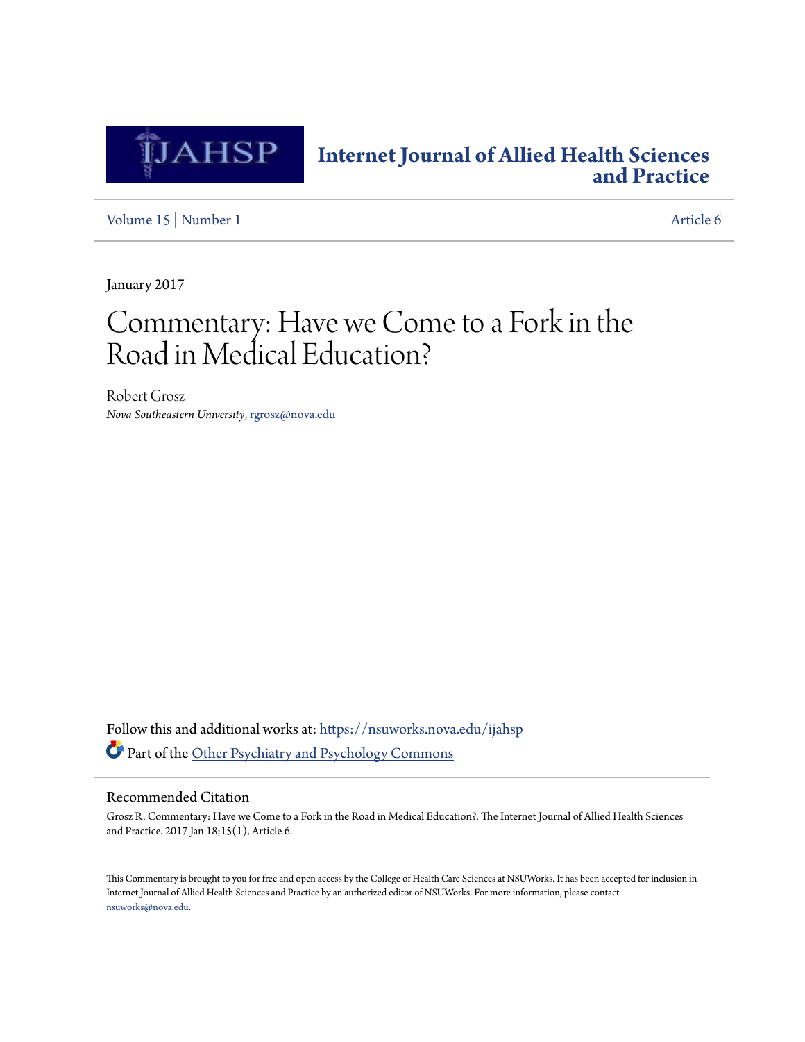# Internet Journal of Allied Health Sciences and Practice

Volume 15 | Number 1 | Article 6

January 2017

# Commentary: Have we Come to a Fork in the Road in Medical Education?

Robert Grosz
*Nova Southeastern University*, rgrosz@nova.edu

Follow this and additional works at: https://nsuworks.nova.edu/ijahsp

Part of the Other Psychiatry and Psychology Commons

## Recommended Citation

Grosz R. Commentary: Have we Come to a Fork in the Road in Medical Education?. The Internet Journal of Allied Health Sciences and Practice. 2017 Jan 18;15(1), Article 6.

This Commentary is brought to you for free and open access by the College of Health Care Sciences at NSUWorks. It has been accepted for inclusion in Internet Journal of Allied Health Sciences and Practice by an authorized editor of NSUWorks. For more information, please contact nsuworks@nova.edu.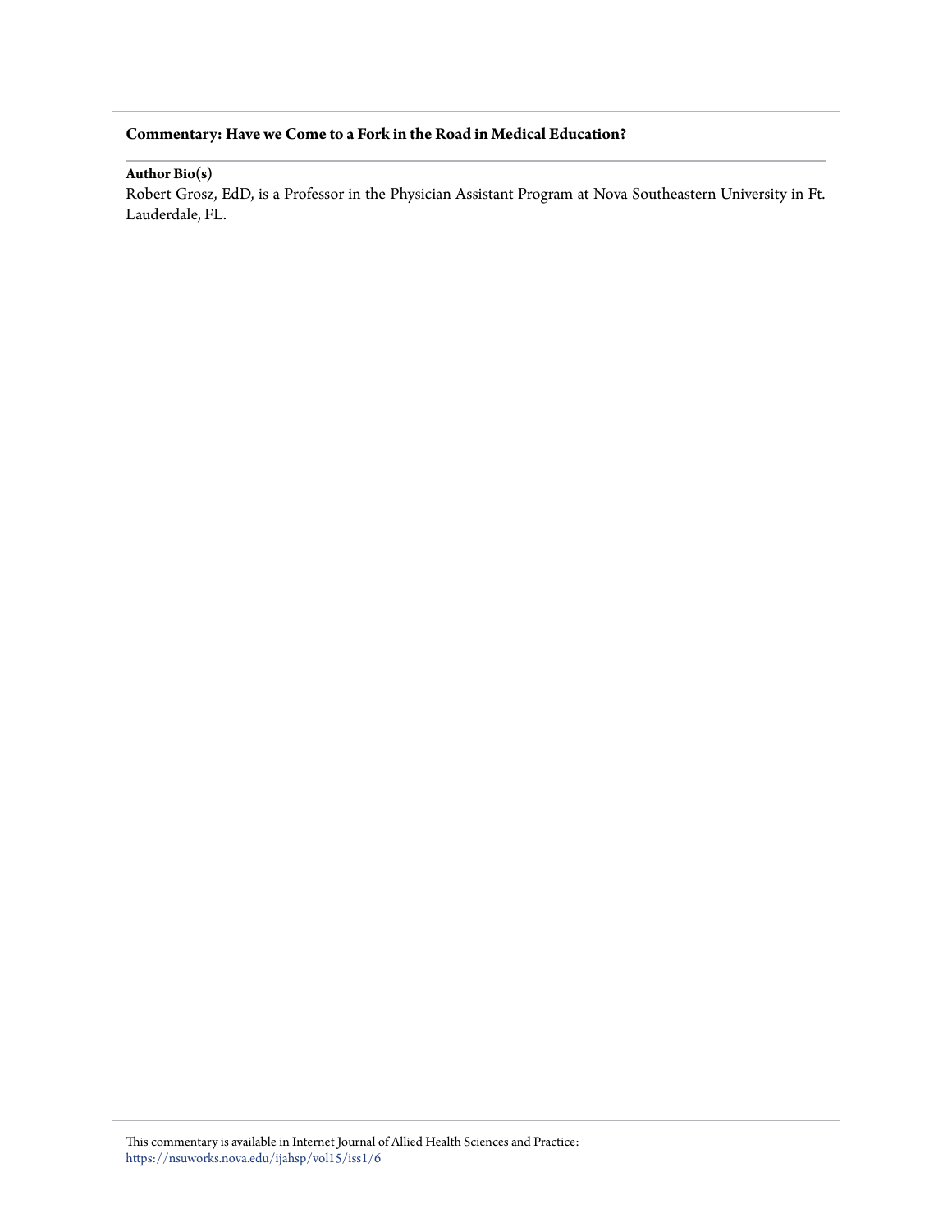**Commentary: Have we Come to a Fork in the Road in Medical Education?**

**Author Bio(s)**

Robert Grosz, EdD, is a Professor in the Physician Assistant Program at Nova Southeastern University in Ft. Lauderdale, FL.

This commentary is available in Internet Journal of Allied Health Sciences and Practice: https://nsuworks.nova.edu/ijahsp/vol15/iss1/6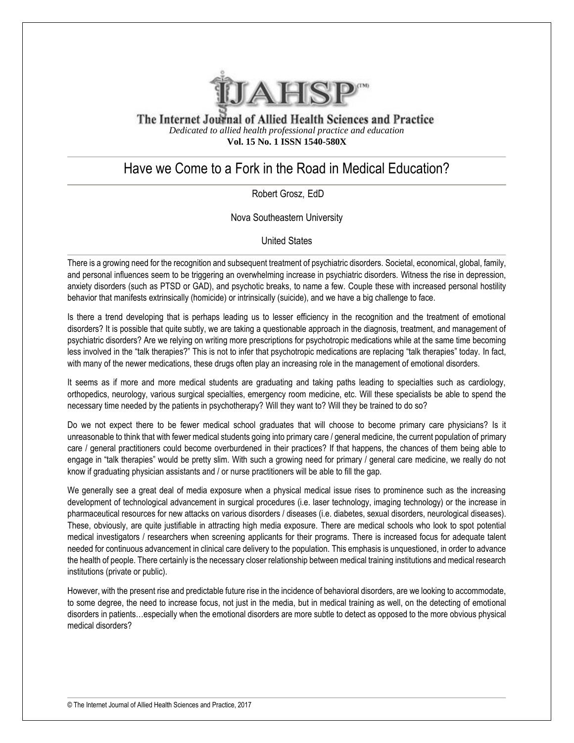# Have we Come to a Fork in the Road in Medical Education?

Robert Grosz, EdD

Nova Southeastern University

United States

There is a growing need for the recognition and subsequent treatment of psychiatric disorders. Societal, economical, global, family, and personal influences seem to be triggering an overwhelming increase in psychiatric disorders. Witness the rise in depression, anxiety disorders (such as PTSD or GAD), and psychotic breaks, to name a few. Couple these with increased personal hostility behavior that manifests extrinsically (homicide) or intrinsically (suicide), and we have a big challenge to face.

Is there a trend developing that is perhaps leading us to lesser efficiency in the recognition and the treatment of emotional disorders? It is possible that quite subtly, we are taking a questionable approach in the diagnosis, treatment, and management of psychiatric disorders? Are we relying on writing more prescriptions for psychotropic medications while at the same time becoming less involved in the "talk therapies?" This is not to infer that psychotropic medications are replacing "talk therapies" today. In fact, with many of the newer medications, these drugs often play an increasing role in the management of emotional disorders.

It seems as if more and more medical students are graduating and taking paths leading to specialties such as cardiology, orthopedics, neurology, various surgical specialties, emergency room medicine, etc. Will these specialists be able to spend the necessary time needed by the patients in psychotherapy? Will they want to? Will they be trained to do so?

Do we not expect there to be fewer medical school graduates that will choose to become primary care physicians? Is it unreasonable to think that with fewer medical students going into primary care / general medicine, the current population of primary care / general practitioners could become overburdened in their practices? If that happens, the chances of them being able to engage in "talk therapies" would be pretty slim. With such a growing need for primary / general care medicine, we really do not know if graduating physician assistants and / or nurse practitioners will be able to fill the gap.

We generally see a great deal of media exposure when a physical medical issue rises to prominence such as the increasing development of technological advancement in surgical procedures (i.e. laser technology, imaging technology) or the increase in pharmaceutical resources for new attacks on various disorders / diseases (i.e. diabetes, sexual disorders, neurological diseases). These, obviously, are quite justifiable in attracting high media exposure. There are medical schools who look to spot potential medical investigators / researchers when screening applicants for their programs. There is increased focus for adequate talent needed for continuous advancement in clinical care delivery to the population. This emphasis is unquestioned, in order to advance the health of people. There certainly is the necessary closer relationship between medical training institutions and medical research institutions (private or public).

However, with the present rise and predictable future rise in the incidence of behavioral disorders, are we looking to accommodate, to some degree, the need to increase focus, not just in the media, but in medical training as well, on the detecting of emotional disorders in patients…especially when the emotional disorders are more subtle to detect as opposed to the more obvious physical medical disorders?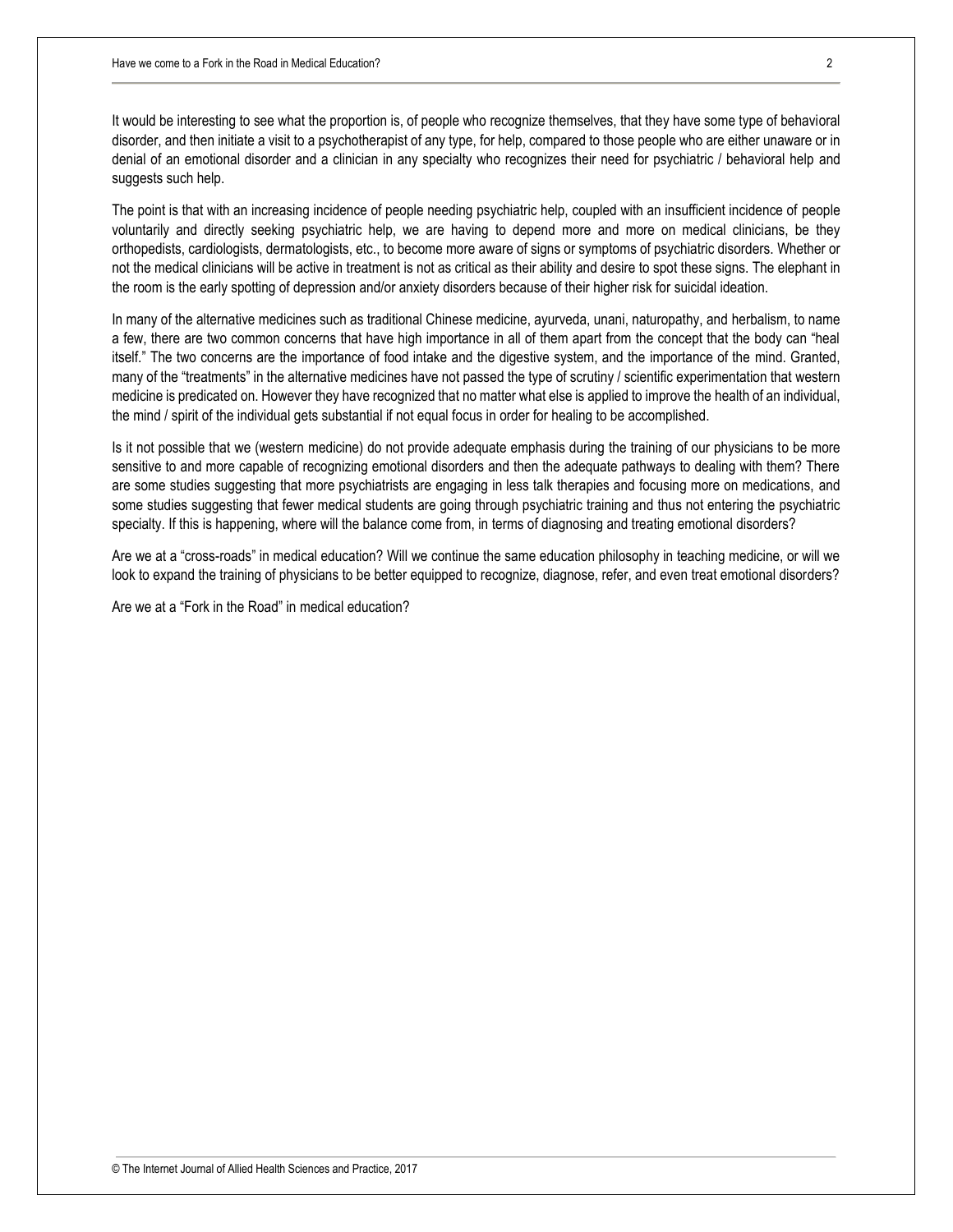It would be interesting to see what the proportion is, of people who recognize themselves, that they have some type of behavioral disorder, and then initiate a visit to a psychotherapist of any type, for help, compared to those people who are either unaware or in denial of an emotional disorder and a clinician in any specialty who recognizes their need for psychiatric / behavioral help and suggests such help.

The point is that with an increasing incidence of people needing psychiatric help, coupled with an insufficient incidence of people voluntarily and directly seeking psychiatric help, we are having to depend more and more on medical clinicians, be they orthopedists, cardiologists, dermatologists, etc., to become more aware of signs or symptoms of psychiatric disorders. Whether or not the medical clinicians will be active in treatment is not as critical as their ability and desire to spot these signs. The elephant in the room is the early spotting of depression and/or anxiety disorders because of their higher risk for suicidal ideation.

In many of the alternative medicines such as traditional Chinese medicine, ayurveda, unani, naturopathy, and herbalism, to name a few, there are two common concerns that have high importance in all of them apart from the concept that the body can "heal itself." The two concerns are the importance of food intake and the digestive system, and the importance of the mind. Granted, many of the "treatments" in the alternative medicines have not passed the type of scrutiny / scientific experimentation that western medicine is predicated on. However they have recognized that no matter what else is applied to improve the health of an individual, the mind / spirit of the individual gets substantial if not equal focus in order for healing to be accomplished.

Is it not possible that we (western medicine) do not provide adequate emphasis during the training of our physicians to be more sensitive to and more capable of recognizing emotional disorders and then the adequate pathways to dealing with them? There are some studies suggesting that more psychiatrists are engaging in less talk therapies and focusing more on medications, and some studies suggesting that fewer medical students are going through psychiatric training and thus not entering the psychiatric specialty. If this is happening, where will the balance come from, in terms of diagnosing and treating emotional disorders?

Are we at a "cross-roads" in medical education? Will we continue the same education philosophy in teaching medicine, or will we look to expand the training of physicians to be better equipped to recognize, diagnose, refer, and even treat emotional disorders?

Are we at a "Fork in the Road" in medical education?